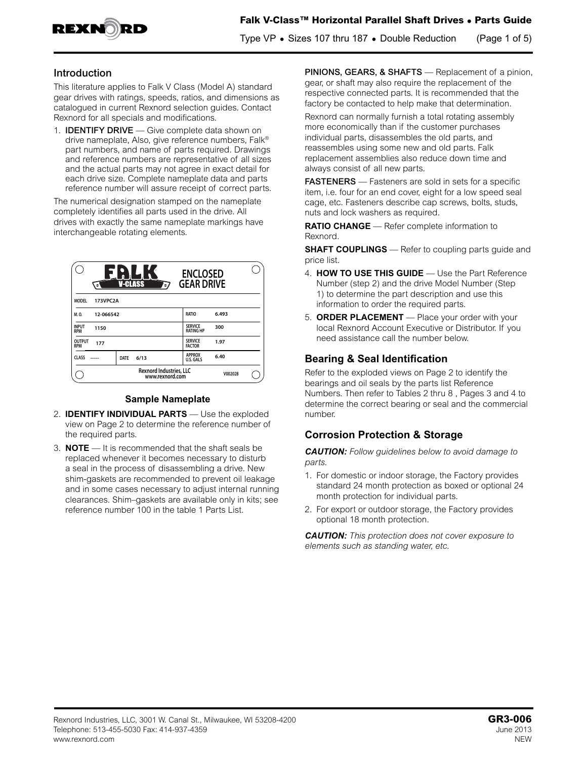# Falk V-Class™ Horizontal Parallel Shaft Drives • Parts Guide

Type VP • Sizes 107 thru 187 • Double Reduction

## Introduction

This literature applies to Falk V Class (Model A) standard gear drives with ratings, speeds, ratios, and dimensions as catalogued in current Rexnord selection guides. Contact Rexnord for all specials and modifications.

1. **IDENTIFY DRIVE** — Give complete data shown on drive nameplate, Also, give reference numbers, Falk® part numbers, and name of parts required. Drawings and reference numbers are representative of all sizes and the actual parts may not agree in exact detail for each drive size. Complete nameplate data and parts reference number will assure receipt of correct parts.

The numerical designation stamped on the nameplate completely identifies all parts used in the drive. All drives with exactly the same nameplate markings have interchangeable rotating elements.

| FALK V-CLASS | ENCLOSED GEAR DRIVE | | |
|---|---|---|---|
| MODEL | 173VPC2A | | |
| M. O. | 12-066542 | RATIO | 6.493 |
| INPUT RPM | 1150 | SERVICE RATING HP | 300 |
| OUTPUT RPM | 177 | SERVICE FACTOR | 1.97 |
| CLASS ----- | DATE 6/13 | APPROX U.S. GALS | 6.40 |
| Rexnord Industries, LLC www.rexnord.com | | | V002028 |

**Sample Nameplate**

2. **IDENTIFY INDIVIDUAL PARTS** — Use the exploded view on Page 2 to determine the reference number of the required parts.
3. **NOTE** — It is recommended that the shaft seals be replaced whenever it becomes necessary to disturb a seal in the process of disassembling a drive. New shim-gaskets are recommended to prevent oil leakage and in some cases necessary to adjust internal running clearances. Shim–gaskets are available only in kits; see reference number 100 in the table 1 Parts List.

**PINIONS, GEARS, & SHAFTS** — Replacement of a pinion, gear, or shaft may also require the replacement of the respective connected parts. It is recommended that the factory be contacted to help make that determination.

Rexnord can normally furnish a total rotating assembly more economically than if the customer purchases individual parts, disassembles the old parts, and reassembles using some new and old parts. Falk replacement assemblies also reduce down time and always consist of all new parts.

**FASTENERS** — Fasteners are sold in sets for a specific item, i.e. four for an end cover, eight for a low speed seal cage, etc. Fasteners describe cap screws, bolts, studs, nuts and lock washers as required.

**RATIO CHANGE** — Refer complete information to Rexnord.

**SHAFT COUPLINGS** — Refer to coupling parts guide and price list.

4. **HOW TO USE THIS GUIDE** — Use the Part Reference Number (step 2) and the drive Model Number (Step 1) to determine the part description and use this information to order the required parts.
5. **ORDER PLACEMENT** — Place your order with your local Rexnord Account Executive or Distributor. If you need assistance call the number below.

## Bearing & Seal Identification

Refer to the exploded views on Page 2 to identify the bearings and oil seals by the parts list Reference Numbers. Then refer to Tables 2 thru 8 , Pages 3 and 4 to determine the correct bearing or seal and the commercial number.

## Corrosion Protection & Storage

***CAUTION:*** *Follow guidelines below to avoid damage to parts.*

1. For domestic or indoor storage, the Factory provides standard 24 month protection as boxed or optional 24 month protection for individual parts.
2. For export or outdoor storage, the Factory provides optional 18 month protection.

***CAUTION:*** *This protection does not cover exposure to elements such as standing water, etc.*

Rexnord Industries, LLC, 3001 W. Canal St., Milwaukee, WI 53208-4200
Telephone: 513-455-5030 Fax: 414-937-4359
www.rexnord.com

**GR3-006**
June 2013
NEW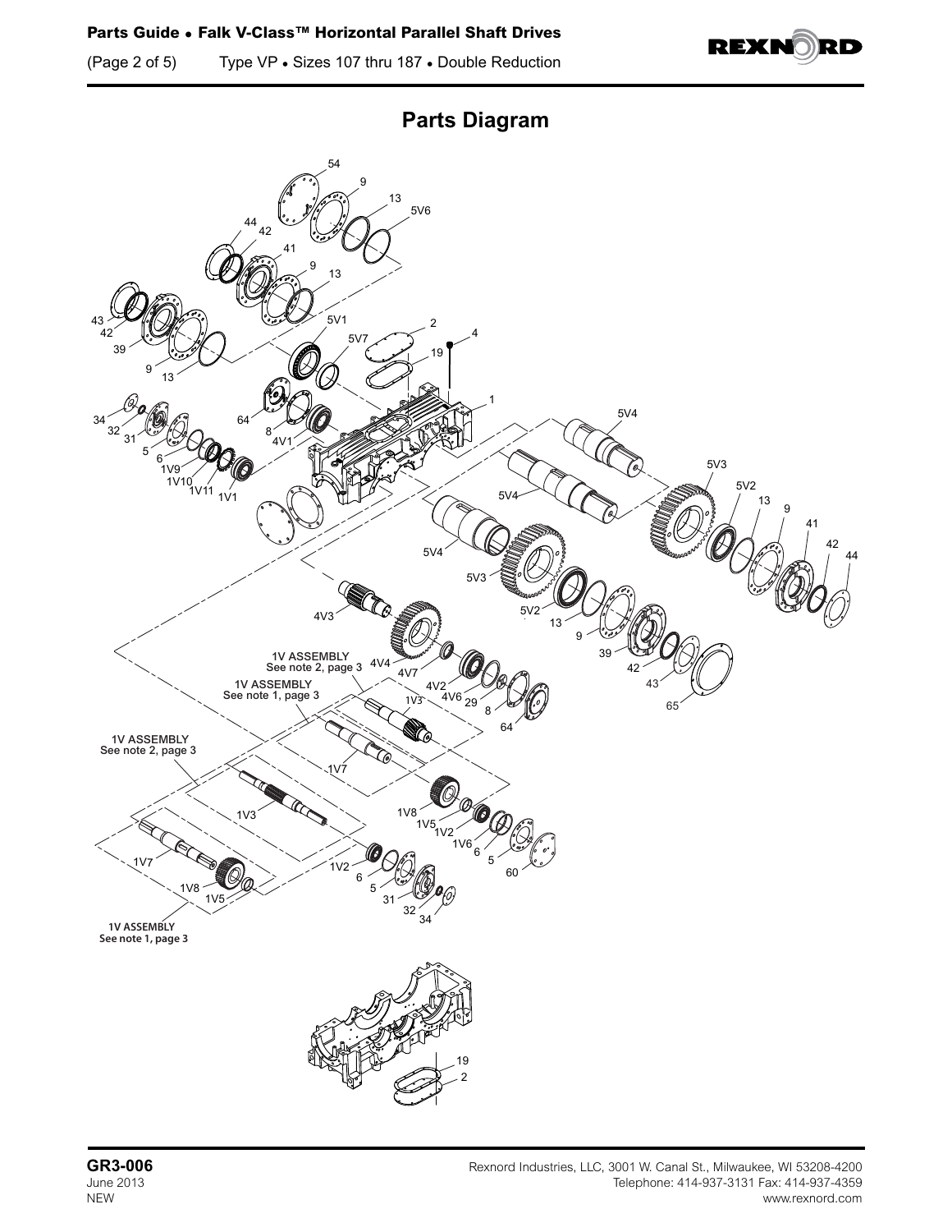## Parts Diagram

54
9
13
5V6
44
42
41
9
13
43
42
39
9
13
5V1
5V7
2
4
19
1
34
32
31
5
6
1V9
1V10
1V11
1V1
64
8
4V1
5V4
5V3
5V2
13
9
41
42
44
5V4
5V4
5V3
5V2
13
9
39
42
43
65
4V3
4V4
4V7
4V2
4V6
29
8
64
1V ASSEMBLY
See note 2, page 3
1V ASSEMBLY
See note 1, page 3
1V3
1V7
1V ASSEMBLY
See note 2, page 3
1V3
1V8
1V5
1V2
1V6
6
5
60
1V7
1V2
6
5
31
32
34
1V8
1V5
1V ASSEMBLY
See note 1, page 3
19
2

**GR3-006**
June 2013
NEW

Rexnord Industries, LLC, 3001 W. Canal St., Milwaukee, WI 53208-4200
Telephone: 414-937-3131 Fax: 414-937-4359
www.rexnord.com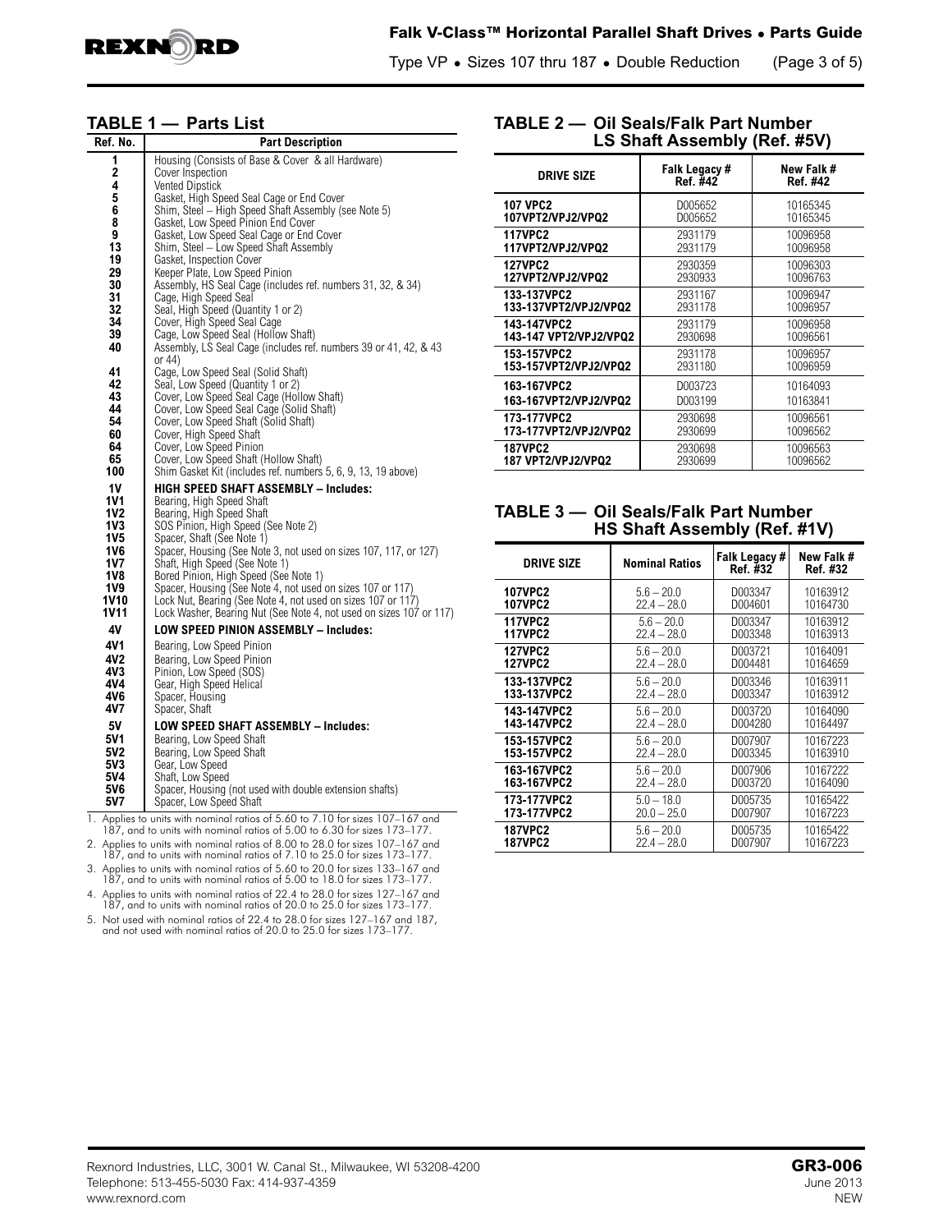## TABLE 1 — Parts List

| Ref. No. | Part Description |
|---|---|
| 1 | Housing (Consists of Base & Cover & all Hardware) |
| 2 | Cover Inspection |
| 4 | Vented Dipstick |
| 5 | Gasket, High Speed Seal Cage or End Cover |
| 6 | Shim, Steel – High Speed Shaft Assembly (see Note 5) |
| 8 | Gasket, Low Speed Pinion End Cover |
| 9 | Gasket, Low Speed Seal Cage or End Cover |
| 13 | Shim, Steel – Low Speed Shaft Assembly |
| 19 | Gasket, Inspection Cover |
| 29 | Keeper Plate, Low Speed Pinion |
| 30 | Assembly, HS Seal Cage (includes ref. numbers 31, 32, & 34) |
| 31 | Cage, High Speed Seal |
| 32 | Seal, High Speed (Quantity 1 or 2) |
| 34 | Cover, High Speed Seal Cage |
| 39 | Cage, Low Speed Seal (Hollow Shaft) |
| 40 | Assembly, LS Seal Cage (includes ref. numbers 39 or 41, 42, & 43 or 44) |
| 41 | Cage, Low Speed Seal (Solid Shaft) |
| 42 | Seal, Low Speed (Quantity 1 or 2) |
| 43 | Cover, Low Speed Seal Cage (Hollow Shaft) |
| 44 | Cover, Low Speed Seal Cage (Solid Shaft) |
| 54 | Cover, Low Speed Shaft (Solid Shaft) |
| 60 | Cover, High Speed Shaft |
| 64 | Cover, Low Speed Pinion |
| 65 | Cover, Low Speed Shaft (Hollow Shaft) |
| 100 | Shim Gasket Kit (includes ref. numbers 5, 6, 9, 13, 19 above) |
| **1V** | **HIGH SPEED SHAFT ASSEMBLY – Includes:** |
| 1V1 | Bearing, High Speed Shaft |
| 1V2 | Bearing, High Speed Shaft |
| 1V3 | SOS Pinion, High Speed (See Note 2) |
| 1V5 | Spacer, Shaft (See Note 1) |
| 1V6 | Spacer, Housing (See Note 3, not used on sizes 107, 117, or 127) |
| 1V7 | Shaft, High Speed (See Note 1) |
| 1V8 | Bored Pinion, High Speed (See Note 1) |
| 1V9 | Spacer, Housing (See Note 4, not used on sizes 107 or 117) |
| 1V10 | Lock Nut, Bearing (See Note 4, not used on sizes 107 or 117) |
| 1V11 | Lock Washer, Bearing Nut (See Note 4, not used on sizes 107 or 117) |
| **4V** | **LOW SPEED PINION ASSEMBLY – Includes:** |
| 4V1 | Bearing, Low Speed Pinion |
| 4V2 | Bearing, Low Speed Pinion |
| 4V3 | Pinion, Low Speed (SOS) |
| 4V4 | Gear, High Speed Helical |
| 4V6 | Spacer, Housing |
| 4V7 | Spacer, Shaft |
| **5V** | **LOW SPEED SHAFT ASSEMBLY – Includes:** |
| 5V1 | Bearing, Low Speed Shaft |
| 5V2 | Bearing, Low Speed Shaft |
| 5V3 | Gear, Low Speed |
| 5V4 | Shaft, Low Speed |
| 5V6 | Spacer, Housing (not used with double extension shafts) |
| 5V7 | Spacer, Low Speed Shaft |

1. Applies to units with nominal ratios of 5.60 to 7.10 for sizes 107–167 and 187, and to units with nominal ratios of 5.00 to 6.30 for sizes 173–177.
2. Applies to units with nominal ratios of 8.00 to 28.0 for sizes 107–167 and 187, and to units with nominal ratios of 7.10 to 25.0 for sizes 173–177.
3. Applies to units with nominal ratios of 5.60 to 20.0 for sizes 133–167 and 187, and to units with nominal ratios of 5.00 to 18.0 for sizes 173–177.
4. Applies to units with nominal ratios of 22.4 to 28.0 for sizes 127–167 and 187, and to units with nominal ratios of 20.0 to 25.0 for sizes 173–177.
5. Not used with nominal ratios of 22.4 to 28.0 for sizes 127–167 and 187, and not used with nominal ratios of 20.0 to 25.0 for sizes 173–177.

## TABLE 2 — Oil Seals/Falk Part Number LS Shaft Assembly (Ref. #5V)

| DRIVE SIZE | Falk Legacy # Ref. #42 | New Falk # Ref. #42 |
|---|---|---|
| 107 VPC2 | D005652 | 10165345 |
| 107VPT2/VPJ2/VPQ2 | D005652 | 10165345 |
| 117VPC2 | 2931179 | 10096958 |
| 117VPT2/VPJ2/VPQ2 | 2931179 | 10096958 |
| 127VPC2 | 2930359 | 10096303 |
| 127VPT2/VPJ2/VPQ2 | 2930933 | 10096763 |
| 133-137VPC2 | 2931167 | 10096947 |
| 133-137VPT2/VPJ2/VPQ2 | 2931178 | 10096957 |
| 143-147VPC2 | 2931179 | 10096958 |
| 143-147 VPT2/VPJ2/VPQ2 | 2930698 | 10096561 |
| 153-157VPC2 | 2931178 | 10096957 |
| 153-157VPT2/VPJ2/VPQ2 | 2931180 | 10096959 |
| 163-167VPC2 | D003723 | 10164093 |
| 163-167VPT2/VPJ2/VPQ2 | D003199 | 10163841 |
| 173-177VPC2 | 2930698 | 10096561 |
| 173-177VPT2/VPJ2/VPQ2 | 2930699 | 10096562 |
| 187VPC2 | 2930698 | 10096563 |
| 187 VPT2/VPJ2/VPQ2 | 2930699 | 10096562 |

## TABLE 3 — Oil Seals/Falk Part Number HS Shaft Assembly (Ref. #1V)

| DRIVE SIZE | Nominal Ratios | Falk Legacy # Ref. #32 | New Falk # Ref. #32 |
|---|---|---|---|
| 107VPC2 | 5.6 – 20.0 | D003347 | 10163912 |
| 107VPC2 | 22.4 – 28.0 | D004601 | 10164730 |
| 117VPC2 | 5.6 – 20.0 | D003347 | 10163912 |
| 117VPC2 | 22.4 – 28.0 | D003348 | 10163913 |
| 127VPC2 | 5.6 – 20.0 | D003721 | 10164091 |
| 127VPC2 | 22.4 – 28.0 | D004481 | 10164659 |
| 133-137VPC2 | 5.6 – 20.0 | D003346 | 10163911 |
| 133-137VPC2 | 22.4 – 28.0 | D003347 | 10163912 |
| 143-147VPC2 | 5.6 – 20.0 | D003720 | 10164090 |
| 143-147VPC2 | 22.4 – 28.0 | D004280 | 10164497 |
| 153-157VPC2 | 5.6 – 20.0 | D007907 | 10167223 |
| 153-157VPC2 | 22.4 – 28.0 | D003345 | 10163910 |
| 163-167VPC2 | 5.6 – 20.0 | D007906 | 10167222 |
| 163-167VPC2 | 22.4 – 28.0 | D003720 | 10164090 |
| 173-177VPC2 | 5.0 – 18.0 | D005735 | 10165422 |
| 173-177VPC2 | 20.0 – 25.0 | D007907 | 10167223 |
| 187VPC2 | 5.6 – 20.0 | D005735 | 10165422 |
| 187VPC2 | 22.4 – 28.0 | D007907 | 10167223 |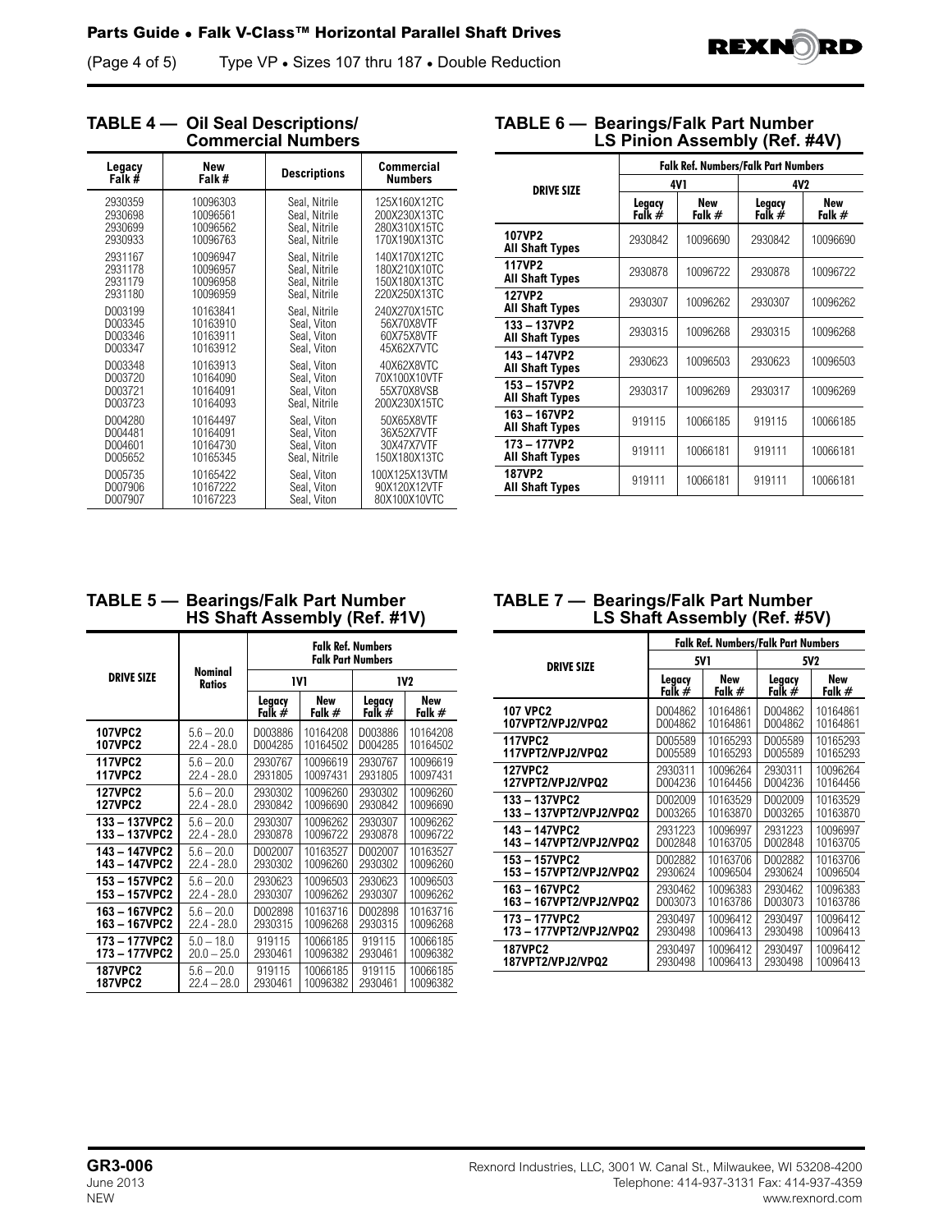## TABLE 4 — Oil Seal Descriptions/ Commercial Numbers

| Legacy Falk # | New Falk # | Descriptions | Commercial Numbers |
|---|---|---|---|
| 2930359 | 10096303 | Seal, Nitrile | 125X160X12TC |
| 2930698 | 10096561 | Seal, Nitrile | 200X230X13TC |
| 2930699 | 10096562 | Seal, Nitrile | 280X310X15TC |
| 2930933 | 10096763 | Seal, Nitrile | 170X190X13TC |
| 2931167 | 10096947 | Seal, Nitrile | 140X170X12TC |
| 2931178 | 10096957 | Seal, Nitrile | 180X210X10TC |
| 2931179 | 10096958 | Seal, Nitrile | 150X180X13TC |
| 2931180 | 10096959 | Seal, Nitrile | 220X250X13TC |
| D003199 | 10163841 | Seal, Nitrile | 240X270X15TC |
| D003345 | 10163910 | Seal, Viton | 56X70X8VTF |
| D003346 | 10163911 | Seal, Viton | 60X75X8VTF |
| D003347 | 10163912 | Seal, Viton | 45X62X7VTC |
| D003348 | 10163913 | Seal, Viton | 40X62X8VTC |
| D003720 | 10164090 | Seal, Viton | 70X100X10VTF |
| D003721 | 10164091 | Seal, Viton | 55X70X8VSB |
| D003723 | 10164093 | Seal, Nitrile | 200X230X15TC |
| D004280 | 10164497 | Seal, Viton | 50X65X8VTF |
| D004481 | 10164091 | Seal, Viton | 36X52X7VTF |
| D004601 | 10164730 | Seal, Viton | 30X47X7VTF |
| D005652 | 10165345 | Seal, Nitrile | 150X180X13TC |
| D005735 | 10165422 | Seal, Viton | 100X125X13VTM |
| D007906 | 10167222 | Seal, Viton | 90X120X12VTF |
| D007907 | 10167223 | Seal, Viton | 80X100X10VTC |

## TABLE 5 — Bearings/Falk Part Number HS Shaft Assembly (Ref. #1V)

| DRIVE SIZE | Nominal Ratios | Falk Ref. Numbers Falk Part Numbers | | | |
|---|---|---|---|---|---|
| | | 1V1 | | 1V2 | |
| | | Legacy Falk # | New Falk # | Legacy Falk # | New Falk # |
| **107VPC2** | 5.6 – 20.0 | D003886 | 10164208 | D003886 | 10164208 |
| **107VPC2** | 22.4 - 28.0 | D004285 | 10164502 | D004285 | 10164502 |
| **117VPC2** | 5.6 – 20.0 | 2930767 | 10096619 | 2930767 | 10096619 |
| **117VPC2** | 22.4 - 28.0 | 2931805 | 10097431 | 2931805 | 10097431 |
| **127VPC2** | 5.6 – 20.0 | 2930302 | 10096260 | 2930302 | 10096260 |
| **127VPC2** | 22.4 - 28.0 | 2930842 | 10096690 | 2930842 | 10096690 |
| **133 – 137VPC2** | 5.6 – 20.0 | 2930307 | 10096262 | 2930307 | 10096262 |
| **133 – 137VPC2** | 22.4 - 28.0 | 2930878 | 10096722 | 2930878 | 10096722 |
| **143 – 147VPC2** | 5.6 – 20.0 | D002007 | 10163527 | D002007 | 10163527 |
| **143 – 147VPC2** | 22.4 - 28.0 | 2930302 | 10096260 | 2930302 | 10096260 |
| **153 – 157VPC2** | 5.6 – 20.0 | 2930623 | 10096503 | 2930623 | 10096503 |
| **153 – 157VPC2** | 22.4 - 28.0 | 2930307 | 10096262 | 2930307 | 10096262 |
| **163 – 167VPC2** | 5.6 – 20.0 | D002898 | 10163716 | D002898 | 10163716 |
| **163 – 167VPC2** | 22.4 - 28.0 | 2930315 | 10096268 | 2930315 | 10096268 |
| **173 – 177VPC2** | 5.0 – 18.0 | 919115 | 10066185 | 919115 | 10066185 |
| **173 – 177VPC2** | 20.0 – 25.0 | 2930461 | 10096382 | 2930461 | 10096382 |
| **187VPC2** | 5.6 – 20.0 | 919115 | 10066185 | 919115 | 10066185 |
| **187VPC2** | 22.4 – 28.0 | 2930461 | 10096382 | 2930461 | 10096382 |

## TABLE 6 — Bearings/Falk Part Number LS Pinion Assembly (Ref. #4V)

| DRIVE SIZE | Falk Ref. Numbers/Falk Part Numbers | | | |
|---|---|---|---|---|
| | 4V1 | | 4V2 | |
| | Legacy Falk # | New Falk # | Legacy Falk # | New Falk # |
| **107VP2 All Shaft Types** | 2930842 | 10096690 | 2930842 | 10096690 |
| **117VP2 All Shaft Types** | 2930878 | 10096722 | 2930878 | 10096722 |
| **127VP2 All Shaft Types** | 2930307 | 10096262 | 2930307 | 10096262 |
| **133 – 137VP2 All Shaft Types** | 2930315 | 10096268 | 2930315 | 10096268 |
| **143 – 147VP2 All Shaft Types** | 2930623 | 10096503 | 2930623 | 10096503 |
| **153 – 157VP2 All Shaft Types** | 2930317 | 10096269 | 2930317 | 10096269 |
| **163 – 167VP2 All Shaft Types** | 919115 | 10066185 | 919115 | 10066185 |
| **173 – 177VP2 All Shaft Types** | 919111 | 10066181 | 919111 | 10066181 |
| **187VP2 All Shaft Types** | 919111 | 10066181 | 919111 | 10066181 |

## TABLE 7 — Bearings/Falk Part Number LS Shaft Assembly (Ref. #5V)

| DRIVE SIZE | Falk Ref. Numbers/Falk Part Numbers | | | |
|---|---|---|---|---|
| | 5V1 | | 5V2 | |
| | Legacy Falk # | New Falk # | Legacy Falk # | New Falk # |
| **107 VPC2** | D004862 | 10164861 | D004862 | 10164861 |
| **107VPT2/VPJ2/VPQ2** | D004862 | 10164861 | D004862 | 10164861 |
| **117VPC2** | D005589 | 10165293 | D005589 | 10165293 |
| **117VPT2/VPJ2/VPQ2** | D005589 | 10165293 | D005589 | 10165293 |
| **127VPC2** | 2930311 | 10096264 | 2930311 | 10096264 |
| **127VPT2/VPJ2/VPQ2** | D004236 | 10164456 | D004236 | 10164456 |
| **133 – 137VPC2** | D002009 | 10163529 | D002009 | 10163529 |
| **133 – 137VPT2/VPJ2/VPQ2** | D003265 | 10163870 | D003265 | 10163870 |
| **143 – 147VPC2** | 2931223 | 10096997 | 2931223 | 10096997 |
| **143 – 147VPT2/VPJ2/VPQ2** | D002848 | 10163705 | D002848 | 10163705 |
| **153 – 157VPC2** | D002882 | 10163706 | D002882 | 10163706 |
| **153 – 157VPT2/VPJ2/VPQ2** | 2930624 | 10096504 | 2930624 | 10096504 |
| **163 – 167VPC2** | 2930462 | 10096383 | 2930462 | 10096383 |
| **163 – 167VPT2/VPJ2/VPQ2** | D003073 | 10163786 | D003073 | 10163786 |
| **173 – 177VPC2** | 2930497 | 10096412 | 2930497 | 10096412 |
| **173 – 177VPT2/VPJ2/VPQ2** | 2930498 | 10096413 | 2930498 | 10096413 |
| **187VPC2** | 2930497 | 10096412 | 2930497 | 10096412 |
| **187VPT2/VPJ2/VPQ2** | 2930498 | 10096413 | 2930498 | 10096413 |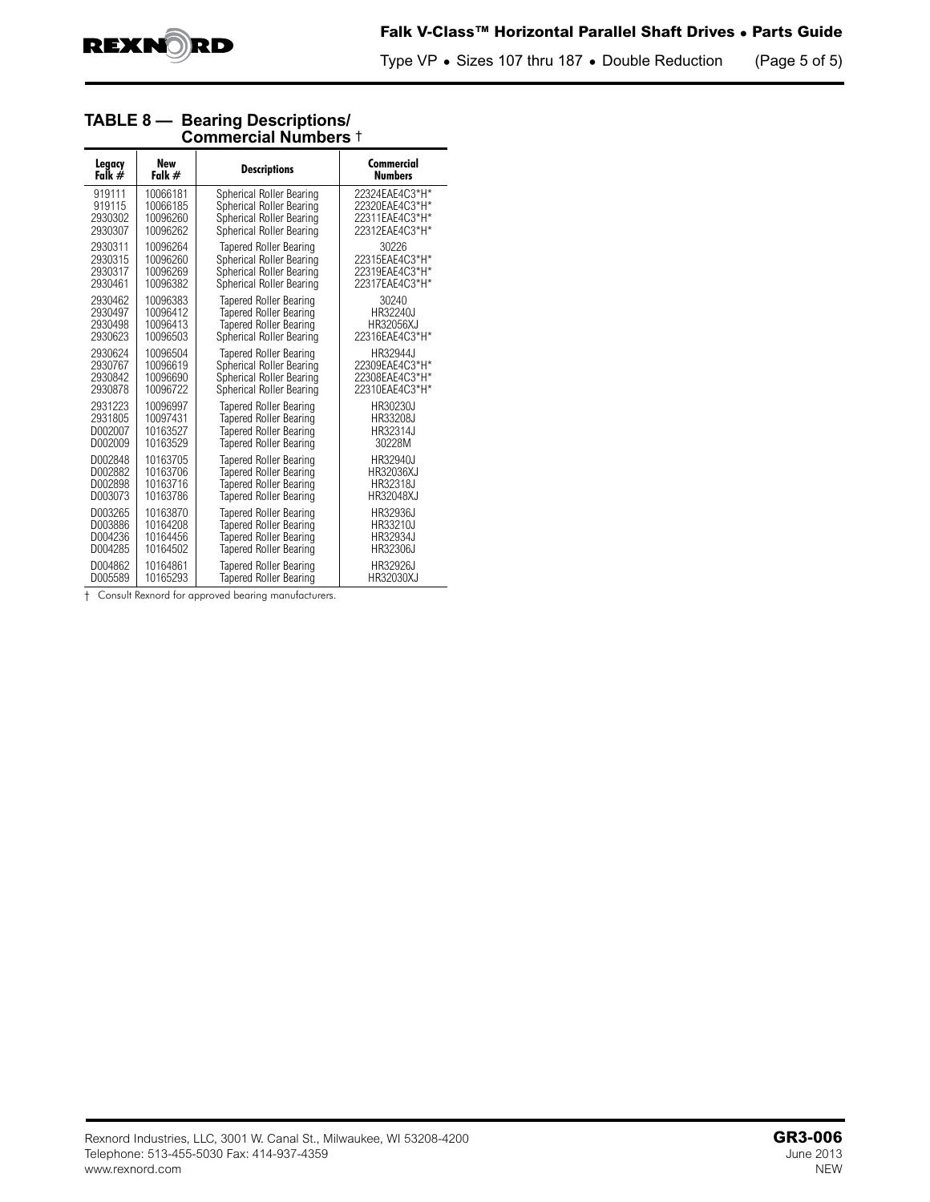## TABLE 8 — Bearing Descriptions/ Commercial Numbers †

| Legacy Falk # | New Falk # | Descriptions | Commercial Numbers |
|---|---|---|---|
| 919111 | 10066181 | Spherical Roller Bearing | 22324EAE4C3*H* |
| 919115 | 10066185 | Spherical Roller Bearing | 22320EAE4C3*H* |
| 2930302 | 10096260 | Spherical Roller Bearing | 22311EAE4C3*H* |
| 2930307 | 10096262 | Spherical Roller Bearing | 22312EAE4C3*H* |
| 2930311 | 10096264 | Tapered Roller Bearing | 30226 |
| 2930315 | 10096260 | Spherical Roller Bearing | 22315EAE4C3*H* |
| 2930317 | 10096269 | Spherical Roller Bearing | 22319EAE4C3*H* |
| 2930461 | 10096382 | Spherical Roller Bearing | 22317EAE4C3*H* |
| 2930462 | 10096383 | Tapered Roller Bearing | 30240 |
| 2930497 | 10096412 | Tapered Roller Bearing | HR32240J |
| 2930498 | 10096413 | Tapered Roller Bearing | HR32056XJ |
| 2930623 | 10096503 | Spherical Roller Bearing | 22316EAE4C3*H* |
| 2930624 | 10096504 | Tapered Roller Bearing | HR32944J |
| 2930767 | 10096619 | Spherical Roller Bearing | 22309EAE4C3*H* |
| 2930842 | 10096690 | Spherical Roller Bearing | 22308EAE4C3*H* |
| 2930878 | 10096722 | Spherical Roller Bearing | 22310EAE4C3*H* |
| 2931223 | 10096997 | Tapered Roller Bearing | HR30230J |
| 2931805 | 10097431 | Tapered Roller Bearing | HR33208J |
| D002007 | 10163527 | Tapered Roller Bearing | HR32314J |
| D002009 | 10163529 | Tapered Roller Bearing | 30228M |
| D002848 | 10163705 | Tapered Roller Bearing | HR32940J |
| D002882 | 10163706 | Tapered Roller Bearing | HR32036XJ |
| D002898 | 10163716 | Tapered Roller Bearing | HR32318J |
| D003073 | 10163786 | Tapered Roller Bearing | HR32048XJ |
| D003265 | 10163870 | Tapered Roller Bearing | HR32936J |
| D003886 | 10164208 | Tapered Roller Bearing | HR33210J |
| D004236 | 10164456 | Tapered Roller Bearing | HR32934J |
| D004285 | 10164502 | Tapered Roller Bearing | HR32306J |
| D004862 | 10164861 | Tapered Roller Bearing | HR32926J |
| D005589 | 10165293 | Tapered Roller Bearing | HR32030XJ |

† Consult Rexnord for approved bearing manufacturers.

Rexnord Industries, LLC, 3001 W. Canal St., Milwaukee, WI 53208-4200
Telephone: 513-455-5030 Fax: 414-937-4359
www.rexnord.com

GR3-006
June 2013
NEW